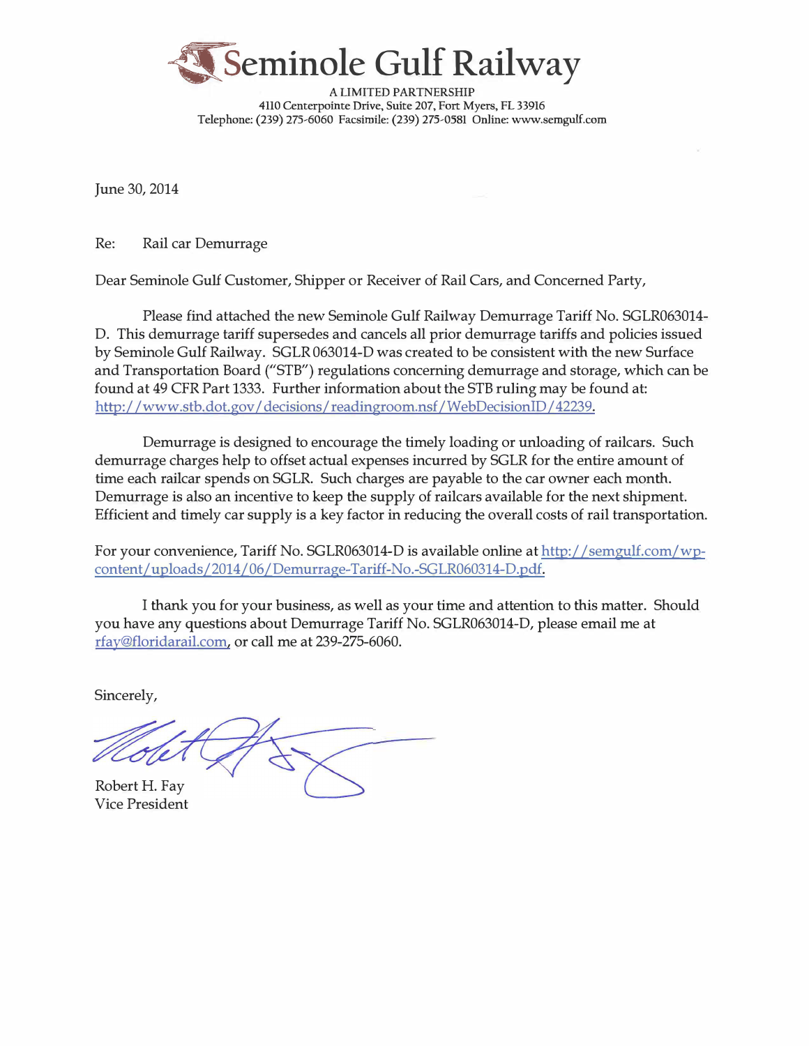# Seminole Gulf Railway

A LIMITED PARTNERSHIP
4110 Centerpointe Drive, Suite 207, Fort Myers, FL 33916
Telephone: (239) 275-6060 Facsimile: (239) 275-0581 Online: www.semgulf.com

June 30, 2014

Re: Rail car Demurrage

Dear Seminole Gulf Customer, Shipper or Receiver of Rail Cars, and Concerned Party,

Please find attached the new Seminole Gulf Railway Demurrage Tariff No. SGLR063014-D. This demurrage tariff supersedes and cancels all prior demurrage tariffs and policies issued by Seminole Gulf Railway. SGLR 063014-D was created to be consistent with the new Surface and Transportation Board ("STB") regulations concerning demurrage and storage, which can be found at 49 CFR Part 1333. Further information about the STB ruling may be found at: http://www.stb.dot.gov/decisions/readingroom.nsf/WebDecisionID/42239.

Demurrage is designed to encourage the timely loading or unloading of railcars. Such demurrage charges help to offset actual expenses incurred by SGLR for the entire amount of time each railcar spends on SGLR. Such charges are payable to the car owner each month. Demurrage is also an incentive to keep the supply of railcars available for the next shipment. Efficient and timely car supply is a key factor in reducing the overall costs of rail transportation.

For your convenience, Tariff No. SGLR063014-D is available online at http://semgulf.com/wp-content/uploads/2014/06/Demurrage-Tariff-No.-SGLR060314-D.pdf.

I thank you for your business, as well as your time and attention to this matter. Should you have any questions about Demurrage Tariff No. SGLR063014-D, please email me at rfay@floridarail.com, or call me at 239-275-6060.

Sincerely,

Robert H. Fay
Vice President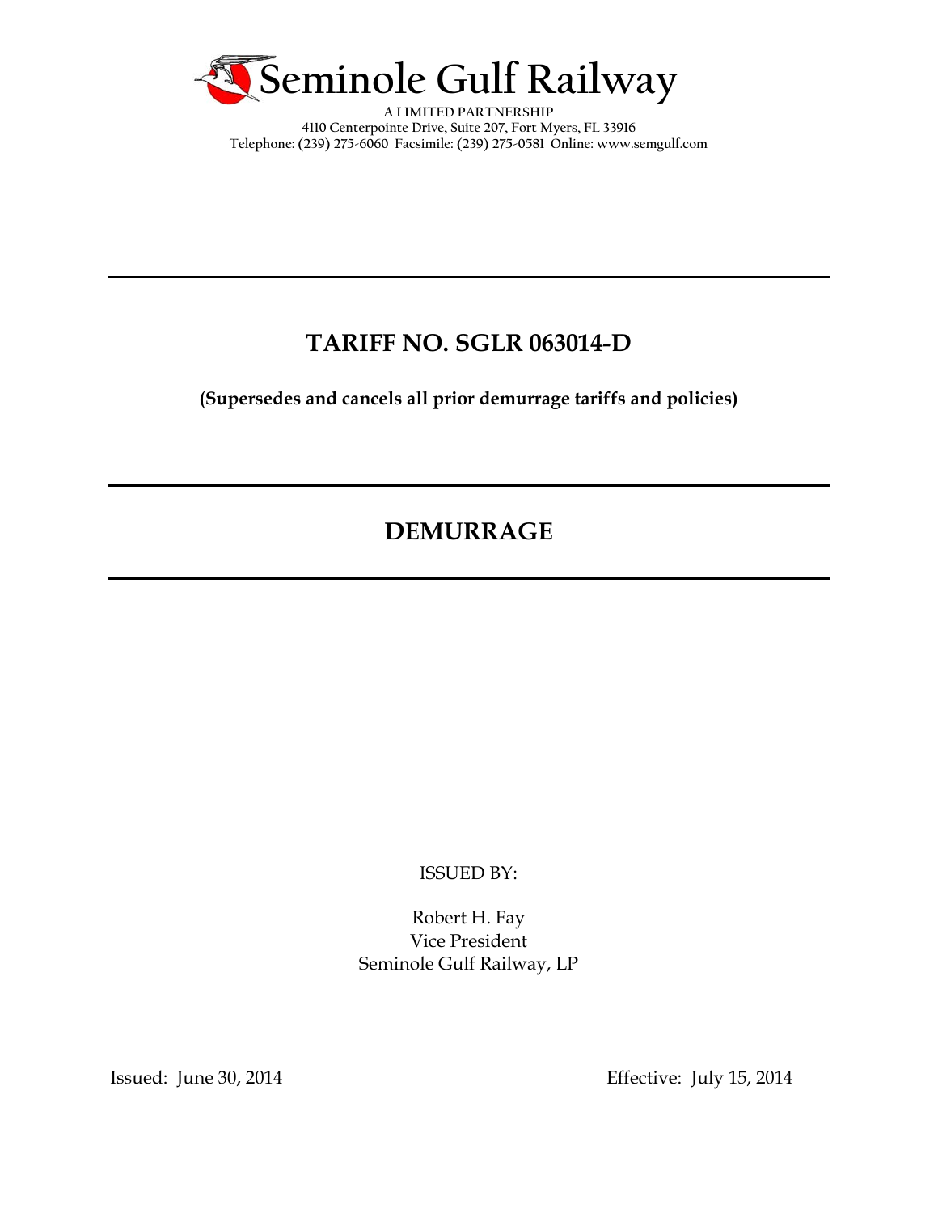# Seminole Gulf Railway

**A LIMITED PARTNERSHIP**
**4110 Centerpointe Drive, Suite 207, Fort Myers, FL 33916**
**Telephone: (239) 275-6060 Facsimile: (239) 275-0581 Online: www.semgulf.com**

---

## TARIFF NO. SGLR 063014-D

**(Supersedes and cancels all prior demurrage tariffs and policies)**

---

## DEMURRAGE

---

ISSUED BY:

Robert H. Fay
Vice President
Seminole Gulf Railway, LP

Issued: June 30, 2014

Effective: July 15, 2014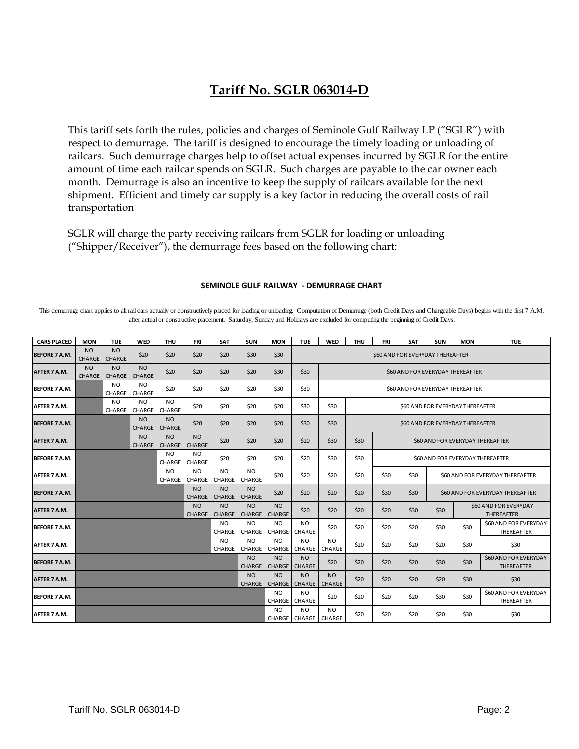# Tariff No. SGLR 063014-D

This tariff sets forth the rules, policies and charges of Seminole Gulf Railway LP ("SGLR") with respect to demurrage. The tariff is designed to encourage the timely loading or unloading of railcars. Such demurrage charges help to offset actual expenses incurred by SGLR for the entire amount of time each railcar spends on SGLR. Such charges are payable to the car owner each month. Demurrage is also an incentive to keep the supply of railcars available for the next shipment. Efficient and timely car supply is a key factor in reducing the overall costs of rail transportation

SGLR will charge the party receiving railcars from SGLR for loading or unloading ("Shipper/Receiver"), the demurrage fees based on the following chart:

**SEMINOLE GULF RAILWAY - DEMURRAGE CHART**

This demurrage chart applies to all rail cars actually or constructively placed for loading or unloading. Computation of Demurrage (both Credit Days and Chargeable Days) begins with the first 7 A.M. after actual or constructive placement. Saturday, Sunday and Holidays are excluded for computing the beginning of Credit Days.

| CARS PLACED | MON | TUE | WED | THU | FRI | SAT | SUN | MON | TUE | WED | THU | FRI | SAT | SUN | MON | TUE |
|---|---|---|---|---|---|---|---|---|---|---|---|---|---|---|---|---|
| BEFORE 7 A.M. | NO CHARGE | NO CHARGE | $20 | $20 | $20 | $20 | $30 | $30 | $60 AND FOR EVERYDAY THEREAFTER | | | | | | | |
| AFTER 7 A.M. | NO CHARGE | NO CHARGE | NO CHARGE | $20 | $20 | $20 | $20 | $30 | $30 | $60 AND FOR EVERYDAY THEREAFTER | | | | | | |
| BEFORE 7 A.M. | | NO CHARGE | NO CHARGE | $20 | $20 | $20 | $20 | $30 | $30 | $60 AND FOR EVERYDAY THEREAFTER | | | | | | |
| AFTER 7 A.M. | | NO CHARGE | NO CHARGE | NO CHARGE | $20 | $20 | $20 | $20 | $30 | $30 | $60 AND FOR EVERYDAY THEREAFTER | | | | | |
| BEFORE 7 A.M. | | | NO CHARGE | NO CHARGE | $20 | $20 | $20 | $20 | $30 | $30 | $60 AND FOR EVERYDAY THEREAFTER | | | | | |
| AFTER 7 A.M. | | | NO CHARGE | NO CHARGE | NO CHARGE | $20 | $20 | $20 | $20 | $30 | $30 | $60 AND FOR EVERYDAY THEREAFTER | | | | |
| BEFORE 7 A.M. | | | | NO CHARGE | NO CHARGE | $20 | $20 | $20 | $20 | $30 | $30 | $60 AND FOR EVERYDAY THEREAFTER | | | | |
| AFTER 7 A.M. | | | | NO CHARGE | NO CHARGE | NO CHARGE | NO CHARGE | $20 | $20 | $20 | $20 | $30 | $30 | $60 AND FOR EVERYDAY THEREAFTER | | |
| BEFORE 7 A.M. | | | | | NO CHARGE | NO CHARGE | NO CHARGE | $20 | $20 | $20 | $20 | $30 | $30 | $60 AND FOR EVERYDAY THEREAFTER | | |
| AFTER 7 A.M. | | | | | NO CHARGE | NO CHARGE | NO CHARGE | NO CHARGE | $20 | $20 | $20 | $20 | $30 | $30 | $60 AND FOR EVERYDAY THEREAFTER | |
| BEFORE 7 A.M. | | | | | | NO CHARGE | NO CHARGE | NO CHARGE | NO CHARGE | $20 | $20 | $20 | $20 | $30 | $30 | $60 AND FOR EVERYDAY THEREAFTER |
| AFTER 7 A.M. | | | | | | NO CHARGE | NO CHARGE | NO CHARGE | NO CHARGE | NO CHARGE | $20 | $20 | $20 | $20 | $30 | $30 |
| BEFORE 7 A.M. | | | | | | | NO CHARGE | NO CHARGE | NO CHARGE | $20 | $20 | $20 | $20 | $30 | $30 | $60 AND FOR EVERYDAY THEREAFTER |
| AFTER 7 A.M. | | | | | | | NO CHARGE | NO CHARGE | NO CHARGE | NO CHARGE | $20 | $20 | $20 | $20 | $30 | $30 |
| BEFORE 7 A.M. | | | | | | | | NO CHARGE | NO CHARGE | $20 | $20 | $20 | $20 | $30 | $30 | $60 AND FOR EVERYDAY THEREAFTER |
| AFTER 7 A.M. | | | | | | | | NO CHARGE | NO CHARGE | NO CHARGE | $20 | $20 | $20 | $20 | $30 | $30 |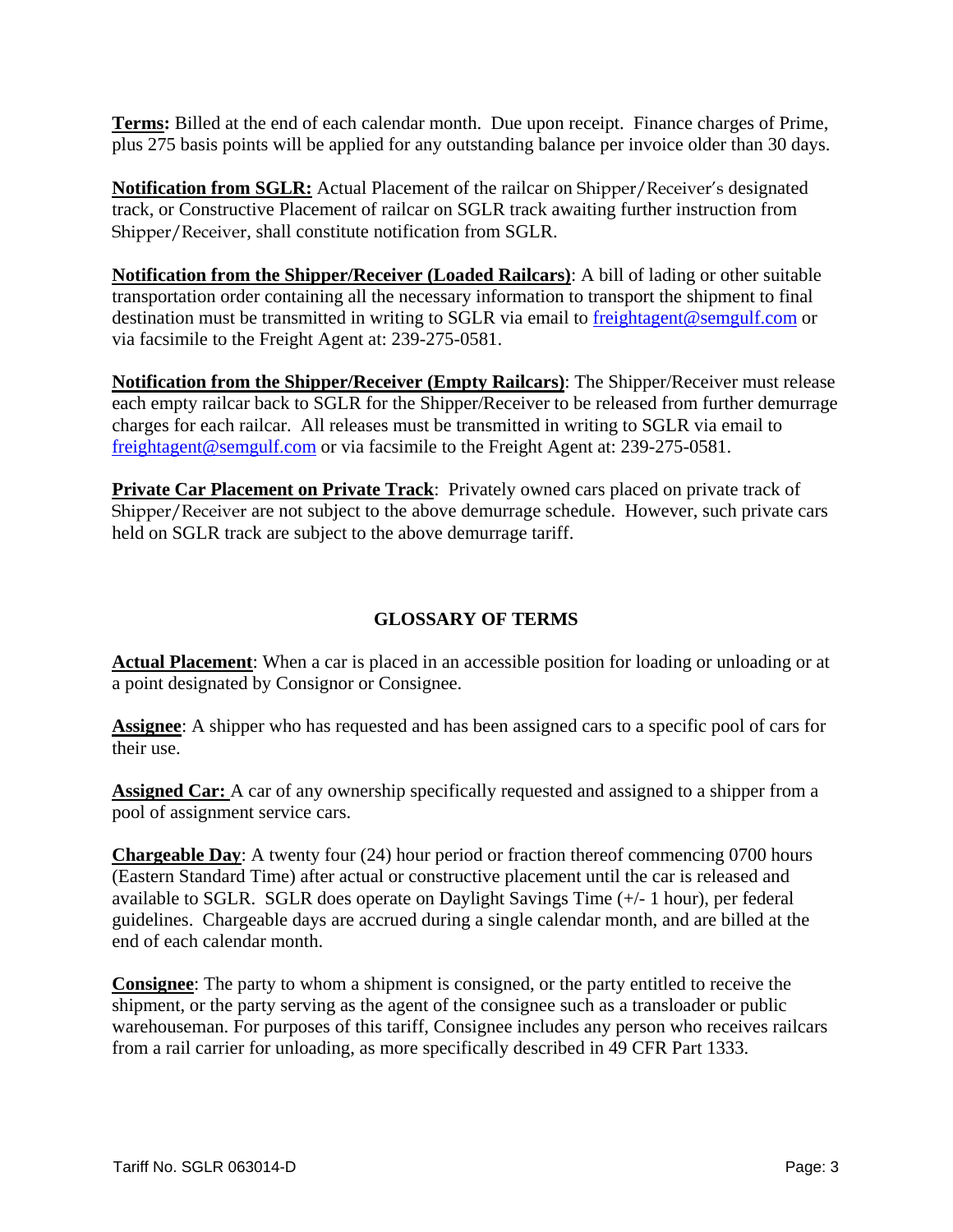**Terms:** Billed at the end of each calendar month. Due upon receipt. Finance charges of Prime, plus 275 basis points will be applied for any outstanding balance per invoice older than 30 days.

**Notification from SGLR:** Actual Placement of the railcar on Shipper/Receiver's designated track, or Constructive Placement of railcar on SGLR track awaiting further instruction from Shipper/Receiver, shall constitute notification from SGLR.

**Notification from the Shipper/Receiver (Loaded Railcars)**: A bill of lading or other suitable transportation order containing all the necessary information to transport the shipment to final destination must be transmitted in writing to SGLR via email to freightagent@semgulf.com or via facsimile to the Freight Agent at: 239-275-0581.

**Notification from the Shipper/Receiver (Empty Railcars)**: The Shipper/Receiver must release each empty railcar back to SGLR for the Shipper/Receiver to be released from further demurrage charges for each railcar. All releases must be transmitted in writing to SGLR via email to freightagent@semgulf.com or via facsimile to the Freight Agent at: 239-275-0581.

**Private Car Placement on Private Track**: Privately owned cars placed on private track of Shipper/Receiver are not subject to the above demurrage schedule. However, such private cars held on SGLR track are subject to the above demurrage tariff.

## GLOSSARY OF TERMS

**Actual Placement**: When a car is placed in an accessible position for loading or unloading or at a point designated by Consignor or Consignee.

**Assignee**: A shipper who has requested and has been assigned cars to a specific pool of cars for their use.

**Assigned Car:** A car of any ownership specifically requested and assigned to a shipper from a pool of assignment service cars.

**Chargeable Day**: A twenty four (24) hour period or fraction thereof commencing 0700 hours (Eastern Standard Time) after actual or constructive placement until the car is released and available to SGLR. SGLR does operate on Daylight Savings Time (+/- 1 hour), per federal guidelines. Chargeable days are accrued during a single calendar month, and are billed at the end of each calendar month.

**Consignee**: The party to whom a shipment is consigned, or the party entitled to receive the shipment, or the party serving as the agent of the consignee such as a transloader or public warehouseman. For purposes of this tariff, Consignee includes any person who receives railcars from a rail carrier for unloading, as more specifically described in 49 CFR Part 1333.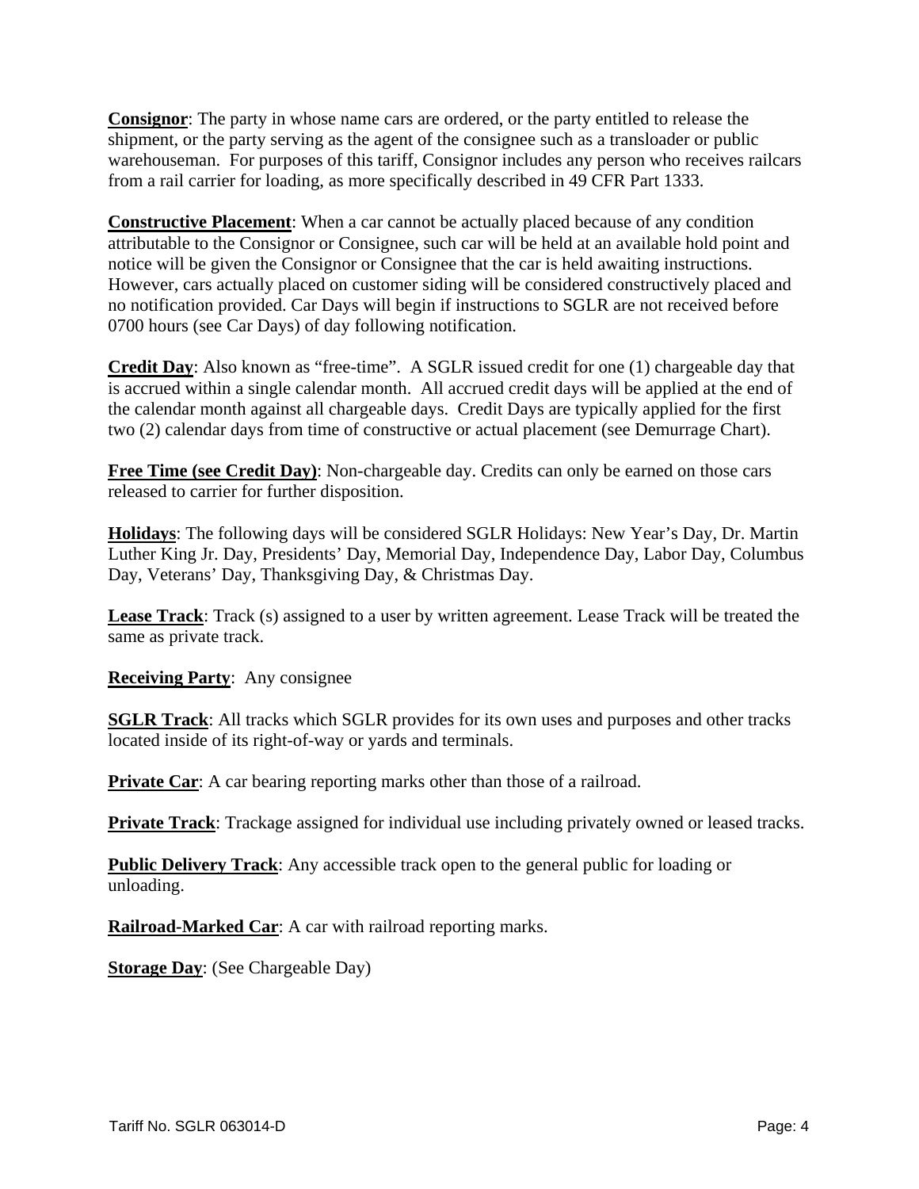**Consignor**: The party in whose name cars are ordered, or the party entitled to release the shipment, or the party serving as the agent of the consignee such as a transloader or public warehouseman. For purposes of this tariff, Consignor includes any person who receives railcars from a rail carrier for loading, as more specifically described in 49 CFR Part 1333.

**Constructive Placement**: When a car cannot be actually placed because of any condition attributable to the Consignor or Consignee, such car will be held at an available hold point and notice will be given the Consignor or Consignee that the car is held awaiting instructions. However, cars actually placed on customer siding will be considered constructively placed and no notification provided. Car Days will begin if instructions to SGLR are not received before 0700 hours (see Car Days) of day following notification.

**Credit Day**: Also known as "free-time". A SGLR issued credit for one (1) chargeable day that is accrued within a single calendar month. All accrued credit days will be applied at the end of the calendar month against all chargeable days. Credit Days are typically applied for the first two (2) calendar days from time of constructive or actual placement (see Demurrage Chart).

**Free Time (see Credit Day)**: Non-chargeable day. Credits can only be earned on those cars released to carrier for further disposition.

**Holidays**: The following days will be considered SGLR Holidays: New Year's Day, Dr. Martin Luther King Jr. Day, Presidents' Day, Memorial Day, Independence Day, Labor Day, Columbus Day, Veterans' Day, Thanksgiving Day, & Christmas Day.

**Lease Track**: Track (s) assigned to a user by written agreement. Lease Track will be treated the same as private track.

**Receiving Party**: Any consignee

**SGLR Track**: All tracks which SGLR provides for its own uses and purposes and other tracks located inside of its right-of-way or yards and terminals.

**Private Car**: A car bearing reporting marks other than those of a railroad.

**Private Track**: Trackage assigned for individual use including privately owned or leased tracks.

**Public Delivery Track**: Any accessible track open to the general public for loading or unloading.

**Railroad-Marked Car**: A car with railroad reporting marks.

**Storage Day**: (See Chargeable Day)